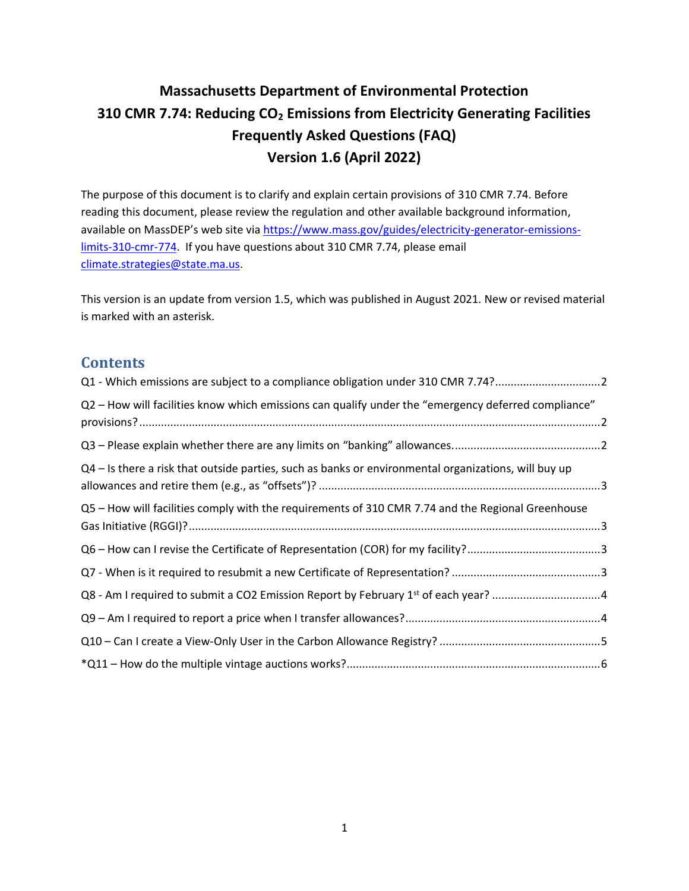# Massachusetts Department of Environmental Protection
# 310 CMR 7.74: Reducing $CO_2$ Emissions from Electricity Generating Facilities
# Frequently Asked Questions (FAQ)
# Version 1.6 (April 2022)

The purpose of this document is to clarify and explain certain provisions of 310 CMR 7.74. Before reading this document, please review the regulation and other available background information, available on MassDEP's web site via https://www.mass.gov/guides/electricity-generator-emissions-limits-310-cmr-774. If you have questions about 310 CMR 7.74, please email climate.strategies@state.ma.us.

This version is an update from version 1.5, which was published in August 2021. New or revised material is marked with an asterisk.

## Contents

Q1 - Which emissions are subject to a compliance obligation under 310 CMR 7.74? ..... 2

Q2 – How will facilities know which emissions can qualify under the "emergency deferred compliance" provisions? ..... 2

Q3 – Please explain whether there are any limits on "banking" allowances. ..... 2

Q4 – Is there a risk that outside parties, such as banks or environmental organizations, will buy up allowances and retire them (e.g., as "offsets")? ..... 3

Q5 – How will facilities comply with the requirements of 310 CMR 7.74 and the Regional Greenhouse Gas Initiative (RGGI)? ..... 3

Q6 – How can I revise the Certificate of Representation (COR) for my facility? ..... 3

Q7 - When is it required to resubmit a new Certificate of Representation? ..... 3

Q8 - Am I required to submit a CO2 Emission Report by February 1st of each year? ..... 4

Q9 – Am I required to report a price when I transfer allowances? ..... 4

Q10 – Can I create a View-Only User in the Carbon Allowance Registry? ..... 5

*Q11 – How do the multiple vintage auctions works? ..... 6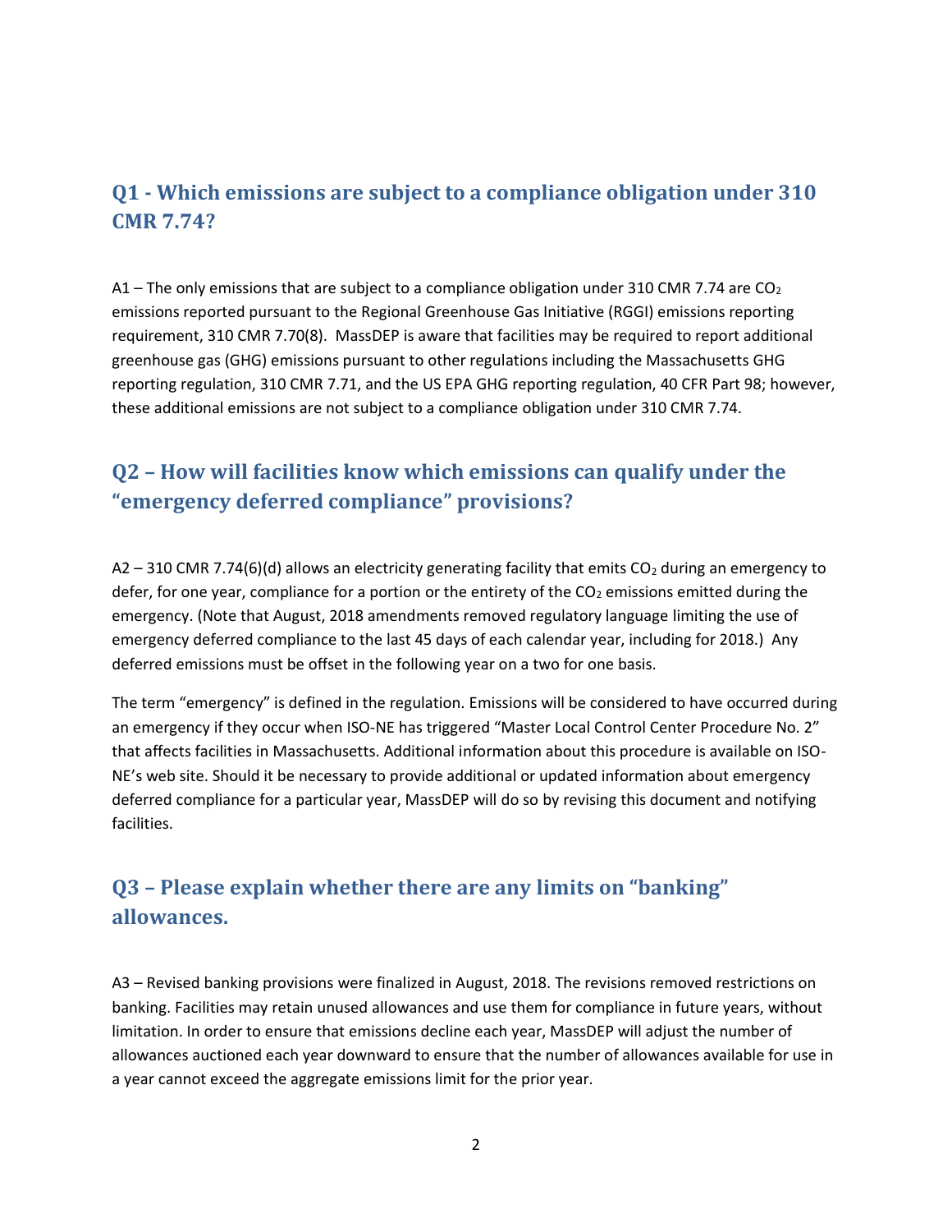## Q1 - Which emissions are subject to a compliance obligation under 310 CMR 7.74?

A1 – The only emissions that are subject to a compliance obligation under 310 CMR 7.74 are $CO_2$ emissions reported pursuant to the Regional Greenhouse Gas Initiative (RGGI) emissions reporting requirement, 310 CMR 7.70(8). MassDEP is aware that facilities may be required to report additional greenhouse gas (GHG) emissions pursuant to other regulations including the Massachusetts GHG reporting regulation, 310 CMR 7.71, and the US EPA GHG reporting regulation, 40 CFR Part 98; however, these additional emissions are not subject to a compliance obligation under 310 CMR 7.74.

## Q2 – How will facilities know which emissions can qualify under the "emergency deferred compliance" provisions?

A2 – 310 CMR 7.74(6)(d) allows an electricity generating facility that emits $CO_2$ during an emergency to defer, for one year, compliance for a portion or the entirety of the $CO_2$ emissions emitted during the emergency. (Note that August, 2018 amendments removed regulatory language limiting the use of emergency deferred compliance to the last 45 days of each calendar year, including for 2018.) Any deferred emissions must be offset in the following year on a two for one basis.

The term "emergency" is defined in the regulation. Emissions will be considered to have occurred during an emergency if they occur when ISO-NE has triggered "Master Local Control Center Procedure No. 2" that affects facilities in Massachusetts. Additional information about this procedure is available on ISO-NE's web site. Should it be necessary to provide additional or updated information about emergency deferred compliance for a particular year, MassDEP will do so by revising this document and notifying facilities.

## Q3 – Please explain whether there are any limits on "banking" allowances.

A3 – Revised banking provisions were finalized in August, 2018. The revisions removed restrictions on banking. Facilities may retain unused allowances and use them for compliance in future years, without limitation. In order to ensure that emissions decline each year, MassDEP will adjust the number of allowances auctioned each year downward to ensure that the number of allowances available for use in a year cannot exceed the aggregate emissions limit for the prior year.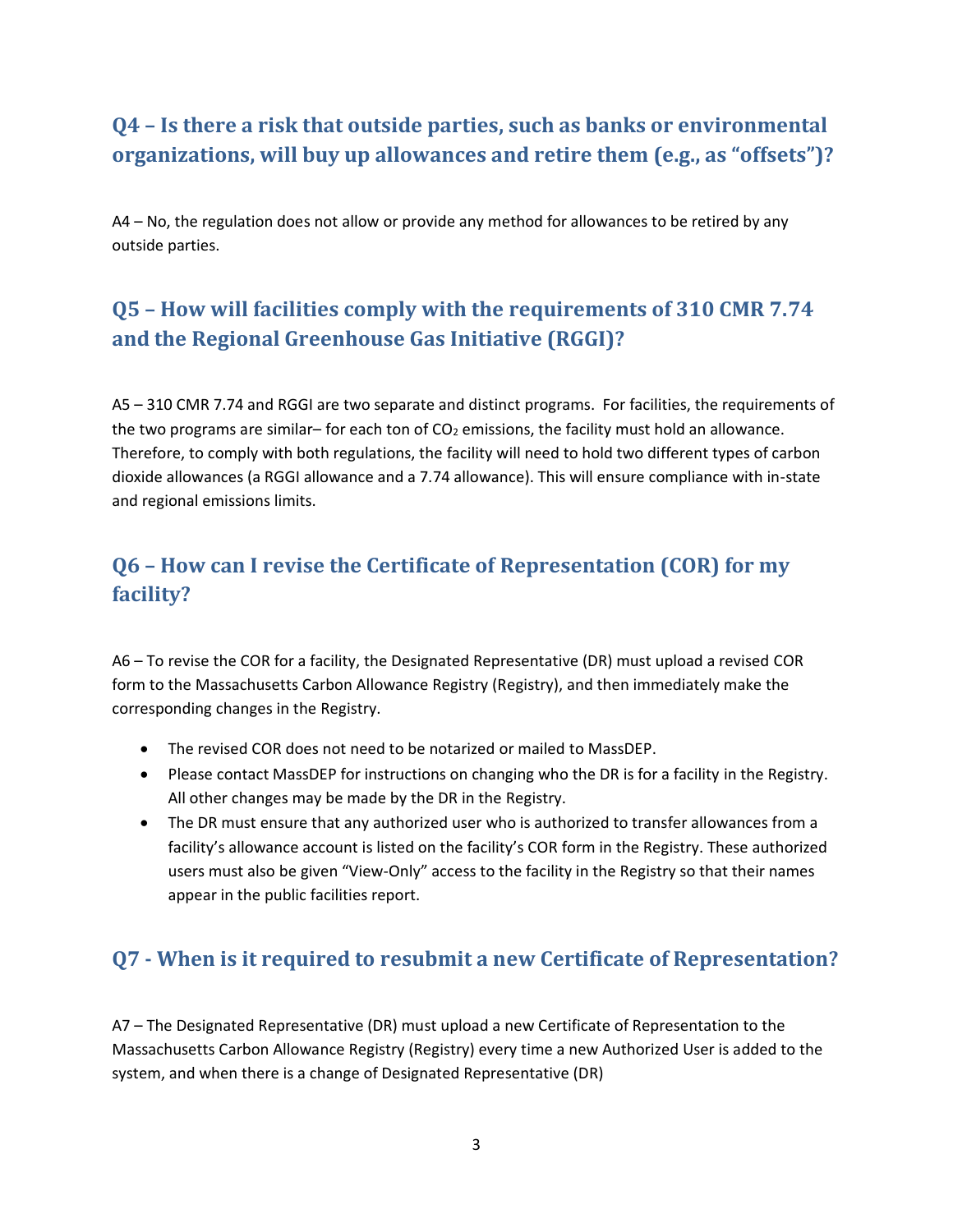## Q4 – Is there a risk that outside parties, such as banks or environmental organizations, will buy up allowances and retire them (e.g., as "offsets")?

A4 – No, the regulation does not allow or provide any method for allowances to be retired by any outside parties.

## Q5 – How will facilities comply with the requirements of 310 CMR 7.74 and the Regional Greenhouse Gas Initiative (RGGI)?

A5 – 310 CMR 7.74 and RGGI are two separate and distinct programs. For facilities, the requirements of the two programs are similar– for each ton of $CO_2$ emissions, the facility must hold an allowance. Therefore, to comply with both regulations, the facility will need to hold two different types of carbon dioxide allowances (a RGGI allowance and a 7.74 allowance). This will ensure compliance with in-state and regional emissions limits.

## Q6 – How can I revise the Certificate of Representation (COR) for my facility?

A6 – To revise the COR for a facility, the Designated Representative (DR) must upload a revised COR form to the Massachusetts Carbon Allowance Registry (Registry), and then immediately make the corresponding changes in the Registry.

- The revised COR does not need to be notarized or mailed to MassDEP.
- Please contact MassDEP for instructions on changing who the DR is for a facility in the Registry. All other changes may be made by the DR in the Registry.
- The DR must ensure that any authorized user who is authorized to transfer allowances from a facility's allowance account is listed on the facility's COR form in the Registry. These authorized users must also be given "View-Only" access to the facility in the Registry so that their names appear in the public facilities report.

## Q7 - When is it required to resubmit a new Certificate of Representation?

A7 – The Designated Representative (DR) must upload a new Certificate of Representation to the Massachusetts Carbon Allowance Registry (Registry) every time a new Authorized User is added to the system, and when there is a change of Designated Representative (DR)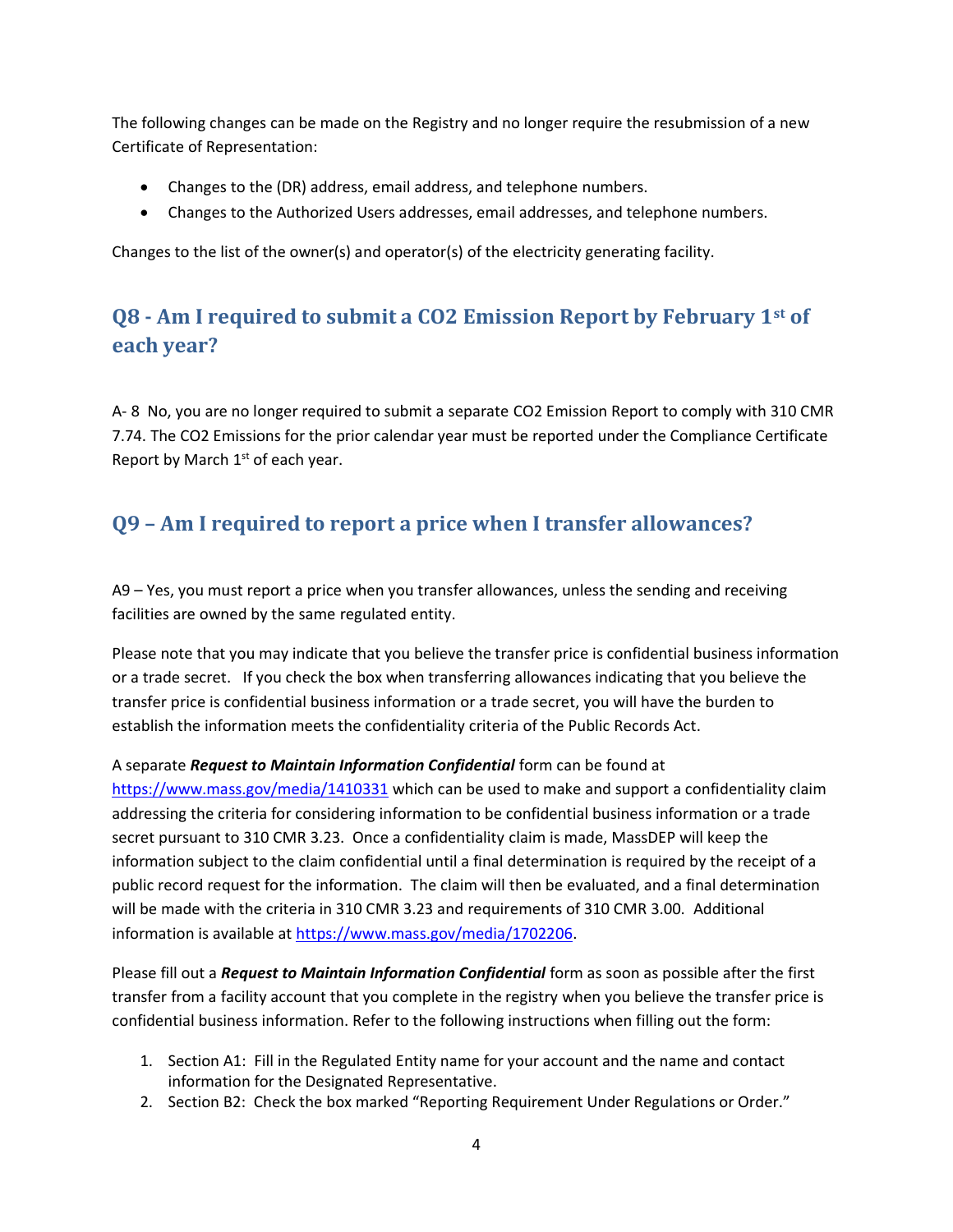The following changes can be made on the Registry and no longer require the resubmission of a new Certificate of Representation:

- Changes to the (DR) address, email address, and telephone numbers.
- Changes to the Authorized Users addresses, email addresses, and telephone numbers.

Changes to the list of the owner(s) and operator(s) of the electricity generating facility.

## Q8 - Am I required to submit a $CO_2$ Emission Report by February 1st of each year?

A- 8 No, you are no longer required to submit a separate $CO_2$ Emission Report to comply with 310 CMR 7.74. The $CO_2$ Emissions for the prior calendar year must be reported under the Compliance Certificate Report by March 1st of each year.

## Q9 – Am I required to report a price when I transfer allowances?

A9 – Yes, you must report a price when you transfer allowances, unless the sending and receiving facilities are owned by the same regulated entity.

Please note that you may indicate that you believe the transfer price is confidential business information or a trade secret. If you check the box when transferring allowances indicating that you believe the transfer price is confidential business information or a trade secret, you will have the burden to establish the information meets the confidentiality criteria of the Public Records Act.

A separate ***Request to Maintain Information Confidential*** form can be found at https://www.mass.gov/media/1410331 which can be used to make and support a confidentiality claim addressing the criteria for considering information to be confidential business information or a trade secret pursuant to 310 CMR 3.23. Once a confidentiality claim is made, MassDEP will keep the information subject to the claim confidential until a final determination is required by the receipt of a public record request for the information. The claim will then be evaluated, and a final determination will be made with the criteria in 310 CMR 3.23 and requirements of 310 CMR 3.00. Additional information is available at https://www.mass.gov/media/1702206.

Please fill out a ***Request to Maintain Information Confidential*** form as soon as possible after the first transfer from a facility account that you complete in the registry when you believe the transfer price is confidential business information. Refer to the following instructions when filling out the form:

1. Section A1: Fill in the Regulated Entity name for your account and the name and contact information for the Designated Representative.
2. Section B2: Check the box marked "Reporting Requirement Under Regulations or Order."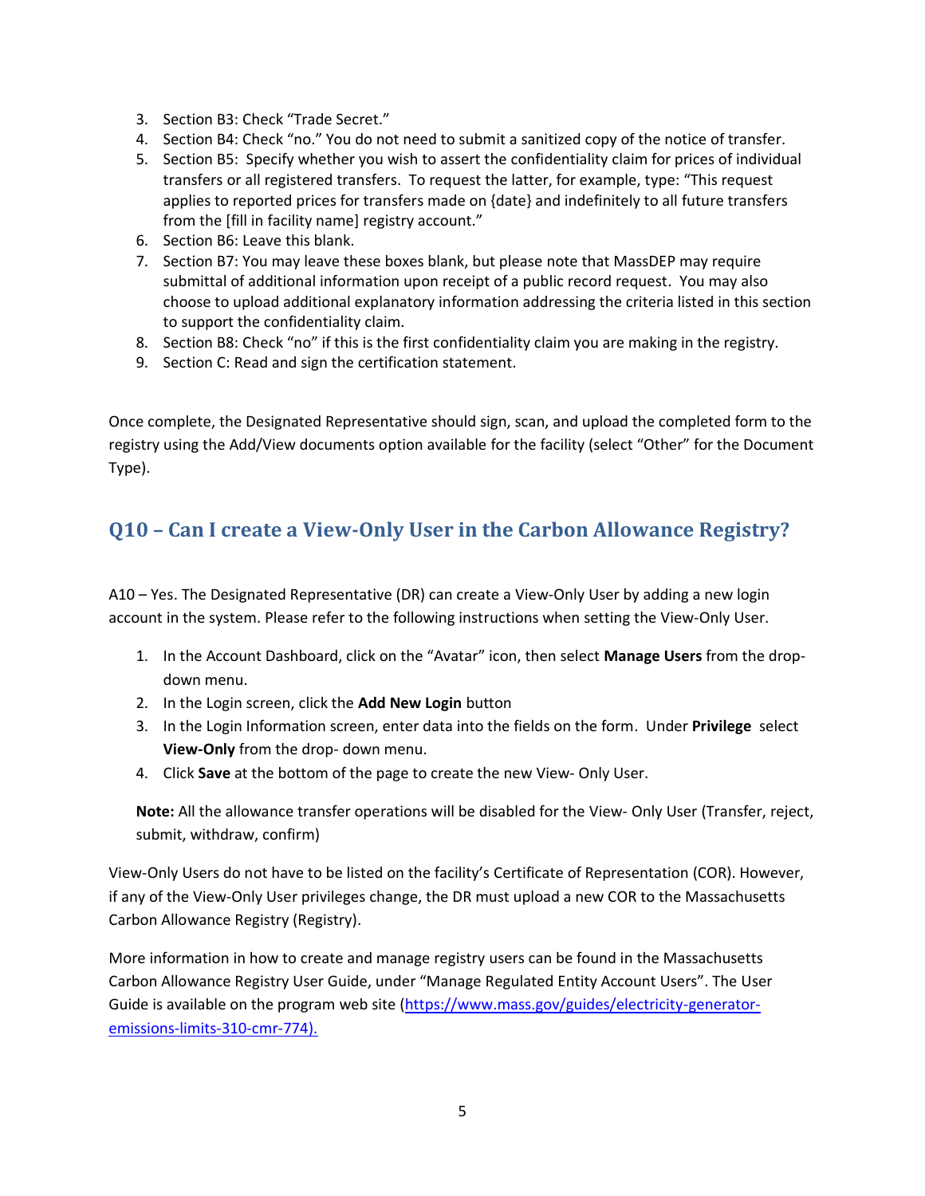3. Section B3: Check "Trade Secret."
4. Section B4: Check "no." You do not need to submit a sanitized copy of the notice of transfer.
5. Section B5: Specify whether you wish to assert the confidentiality claim for prices of individual transfers or all registered transfers. To request the latter, for example, type: "This request applies to reported prices for transfers made on {date} and indefinitely to all future transfers from the [fill in facility name] registry account."
6. Section B6: Leave this blank.
7. Section B7: You may leave these boxes blank, but please note that MassDEP may require submittal of additional information upon receipt of a public record request. You may also choose to upload additional explanatory information addressing the criteria listed in this section to support the confidentiality claim.
8. Section B8: Check "no" if this is the first confidentiality claim you are making in the registry.
9. Section C: Read and sign the certification statement.

Once complete, the Designated Representative should sign, scan, and upload the completed form to the registry using the Add/View documents option available for the facility (select "Other" for the Document Type).

## Q10 – Can I create a View-Only User in the Carbon Allowance Registry?

A10 – Yes. The Designated Representative (DR) can create a View-Only User by adding a new login account in the system. Please refer to the following instructions when setting the View-Only User.

1. In the Account Dashboard, click on the "Avatar" icon, then select **Manage Users** from the drop-down menu.
2. In the Login screen, click the **Add New Login** button
3. In the Login Information screen, enter data into the fields on the form. Under **Privilege** select **View-Only** from the drop- down menu.
4. Click **Save** at the bottom of the page to create the new View- Only User.

**Note:** All the allowance transfer operations will be disabled for the View- Only User (Transfer, reject, submit, withdraw, confirm)

View-Only Users do not have to be listed on the facility's Certificate of Representation (COR). However, if any of the View-Only User privileges change, the DR must upload a new COR to the Massachusetts Carbon Allowance Registry (Registry).

More information in how to create and manage registry users can be found in the Massachusetts Carbon Allowance Registry User Guide, under "Manage Regulated Entity Account Users". The User Guide is available on the program web site (https://www.mass.gov/guides/electricity-generator-emissions-limits-310-cmr-774).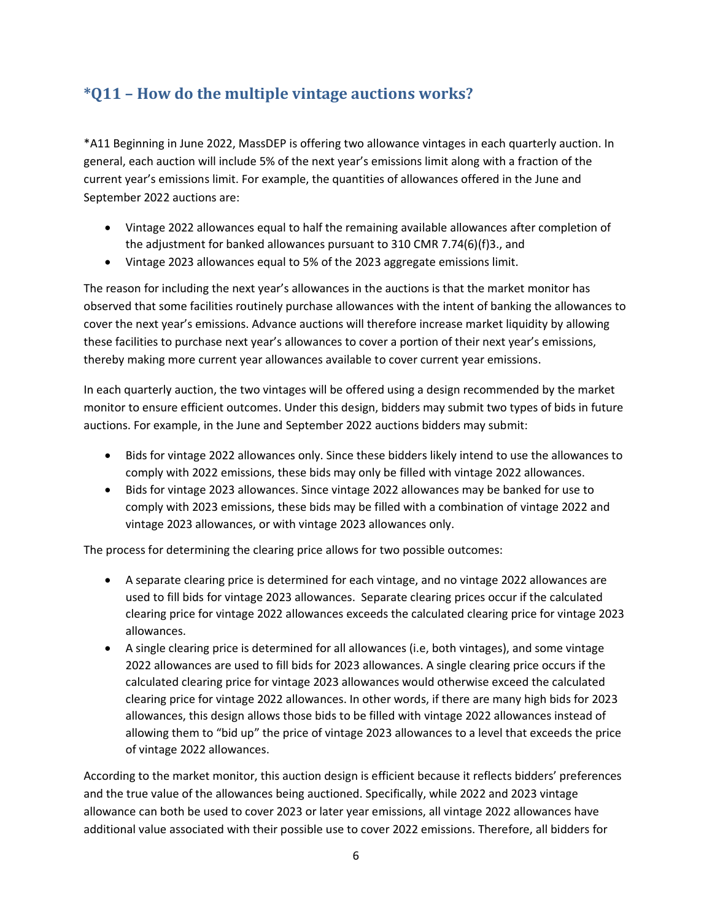## *Q11 – How do the multiple vintage auctions works?

*A11 Beginning in June 2022, MassDEP is offering two allowance vintages in each quarterly auction. In general, each auction will include 5% of the next year's emissions limit along with a fraction of the current year's emissions limit. For example, the quantities of allowances offered in the June and September 2022 auctions are:

- Vintage 2022 allowances equal to half the remaining available allowances after completion of the adjustment for banked allowances pursuant to 310 CMR 7.74(6)(f)3., and
- Vintage 2023 allowances equal to 5% of the 2023 aggregate emissions limit.

The reason for including the next year's allowances in the auctions is that the market monitor has observed that some facilities routinely purchase allowances with the intent of banking the allowances to cover the next year's emissions. Advance auctions will therefore increase market liquidity by allowing these facilities to purchase next year's allowances to cover a portion of their next year's emissions, thereby making more current year allowances available to cover current year emissions.

In each quarterly auction, the two vintages will be offered using a design recommended by the market monitor to ensure efficient outcomes. Under this design, bidders may submit two types of bids in future auctions. For example, in the June and September 2022 auctions bidders may submit:

- Bids for vintage 2022 allowances only. Since these bidders likely intend to use the allowances to comply with 2022 emissions, these bids may only be filled with vintage 2022 allowances.
- Bids for vintage 2023 allowances. Since vintage 2022 allowances may be banked for use to comply with 2023 emissions, these bids may be filled with a combination of vintage 2022 and vintage 2023 allowances, or with vintage 2023 allowances only.

The process for determining the clearing price allows for two possible outcomes:

- A separate clearing price is determined for each vintage, and no vintage 2022 allowances are used to fill bids for vintage 2023 allowances. Separate clearing prices occur if the calculated clearing price for vintage 2022 allowances exceeds the calculated clearing price for vintage 2023 allowances.
- A single clearing price is determined for all allowances (i.e, both vintages), and some vintage 2022 allowances are used to fill bids for 2023 allowances. A single clearing price occurs if the calculated clearing price for vintage 2023 allowances would otherwise exceed the calculated clearing price for vintage 2022 allowances. In other words, if there are many high bids for 2023 allowances, this design allows those bids to be filled with vintage 2022 allowances instead of allowing them to "bid up" the price of vintage 2023 allowances to a level that exceeds the price of vintage 2022 allowances.

According to the market monitor, this auction design is efficient because it reflects bidders' preferences and the true value of the allowances being auctioned. Specifically, while 2022 and 2023 vintage allowance can both be used to cover 2023 or later year emissions, all vintage 2022 allowances have additional value associated with their possible use to cover 2022 emissions. Therefore, all bidders for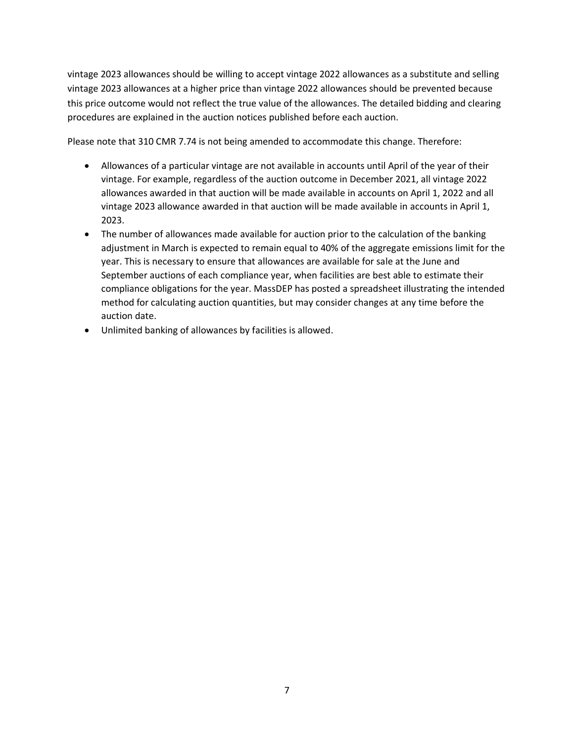vintage 2023 allowances should be willing to accept vintage 2022 allowances as a substitute and selling vintage 2023 allowances at a higher price than vintage 2022 allowances should be prevented because this price outcome would not reflect the true value of the allowances. The detailed bidding and clearing procedures are explained in the auction notices published before each auction.

Please note that 310 CMR 7.74 is not being amended to accommodate this change. Therefore:

- Allowances of a particular vintage are not available in accounts until April of the year of their vintage. For example, regardless of the auction outcome in December 2021, all vintage 2022 allowances awarded in that auction will be made available in accounts on April 1, 2022 and all vintage 2023 allowance awarded in that auction will be made available in accounts in April 1, 2023.
- The number of allowances made available for auction prior to the calculation of the banking adjustment in March is expected to remain equal to 40% of the aggregate emissions limit for the year. This is necessary to ensure that allowances are available for sale at the June and September auctions of each compliance year, when facilities are best able to estimate their compliance obligations for the year. MassDEP has posted a spreadsheet illustrating the intended method for calculating auction quantities, but may consider changes at any time before the auction date.
- Unlimited banking of allowances by facilities is allowed.